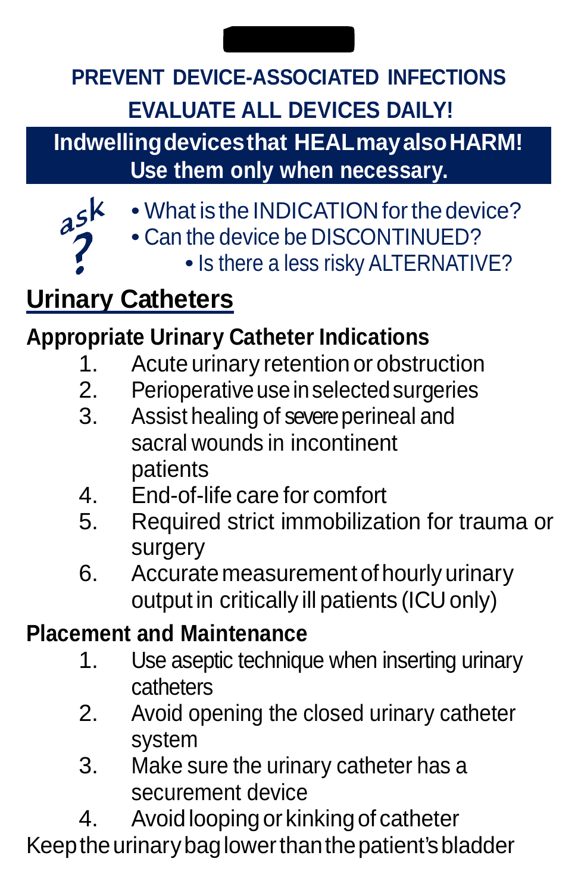**PREVENT DEVICE-ASSOCIATED INFECTIONS**

**EVALUATE ALL DEVICES DAILY!**

**Indwelling devices that HEAL may also HARM!**
**Use them only when necessary.**

ask ?

- What is the INDICATION for the device?
- Can the device be DISCONTINUED?
- Is there a less risky ALTERNATIVE?

## Urinary Catheters

### Appropriate Urinary Catheter Indications

1. Acute urinary retention or obstruction
2. Perioperative use in selected surgeries
3. Assist healing of severe perineal and sacral wounds in incontinent patients
4. End-of-life care for comfort
5. Required strict immobilization for trauma or surgery
6. Accurate measurement of hourly urinary output in critically ill patients (ICU only)

### Placement and Maintenance

1. Use aseptic technique when inserting urinary catheters
2. Avoid opening the closed urinary catheter system
3. Make sure the urinary catheter has a securement device
4. Avoid looping or kinking of catheter

Keep the urinary bag lower than the patient's bladder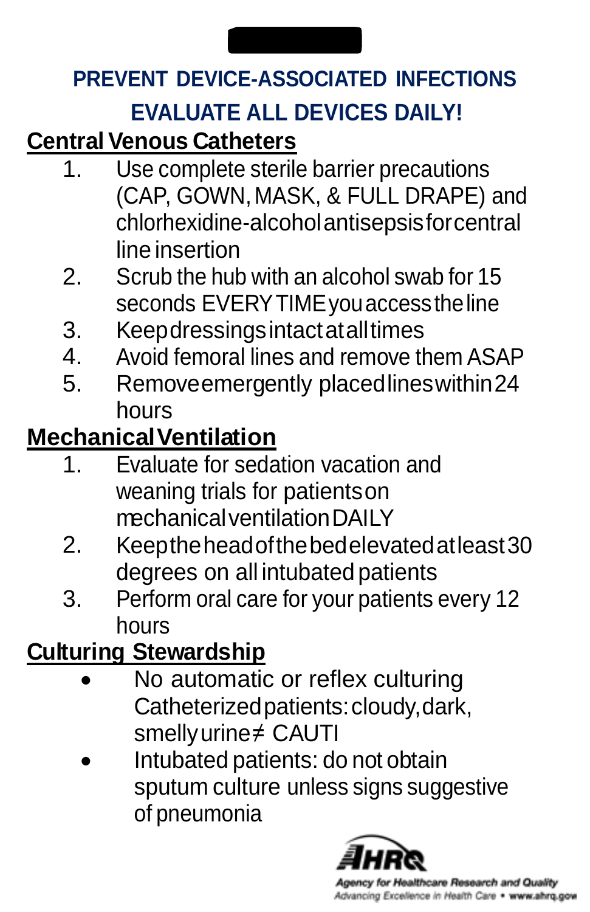## PREVENT DEVICE-ASSOCIATED INFECTIONS

## EVALUATE ALL DEVICES DAILY!

### Central Venous Catheters

1. Use complete sterile barrier precautions (CAP, GOWN, MASK, & FULL DRAPE) and chlorhexidine-alcohol antisepsis for central line insertion
2. Scrub the hub with an alcohol swab for 15 seconds EVERY TIME you access the line
3. Keep dressings intact at all times
4. Avoid femoral lines and remove them ASAP
5. Remove emergently placed lines within 24 hours

### Mechanical Ventilation

1. Evaluate for sedation vacation and weaning trials for patients on mechanical ventilation DAILY
2. Keep the head of the bed elevated at least 30 degrees on all intubated patients
3. Perform oral care for your patients every 12 hours

### Culturing Stewardship

- No automatic or reflex culturing Catheterized patients: cloudy, dark, smelly urine ≠ CAUTI
- Intubated patients: do not obtain sputum culture unless signs suggestive of pneumonia

AHRQ
Agency for Healthcare Research and Quality
Advancing Excellence in Health Care • www.ahrq.gov